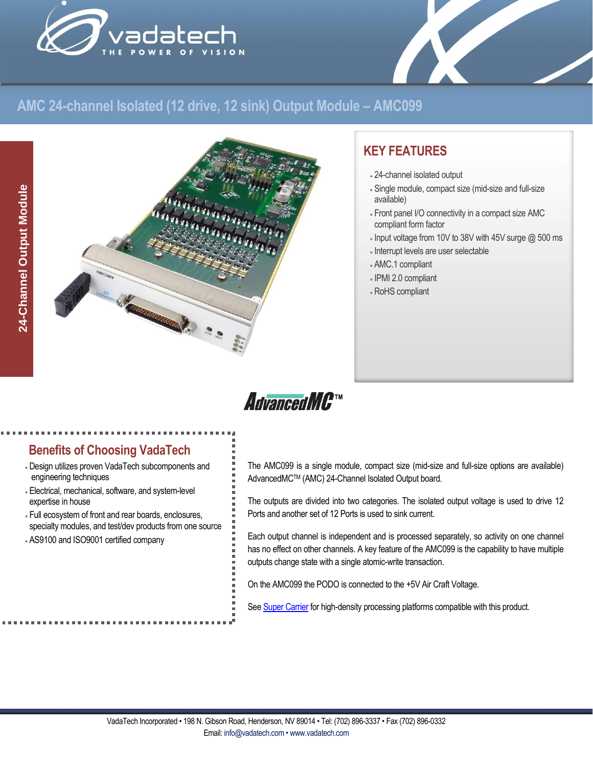# AMC 24-channel Isolated (12 drive, 12 sink) Output Module – AMC099

24-Channel Output Module

## KEY FEATURES

- 24-channel isolated output
- Single module, compact size (mid-size and full-size available)
- Front panel I/O connectivity in a compact size AMC compliant form factor
- Input voltage from 10V to 38V with 45V surge @ 500 ms
- Interrupt levels are user selectable
- AMC.1 compliant
- IPMI 2.0 compliant
- RoHS compliant

AdvancedMC™

## Benefits of Choosing VadaTech

- Design utilizes proven VadaTech subcomponents and engineering techniques
- Electrical, mechanical, software, and system-level expertise in house
- Full ecosystem of front and rear boards, enclosures, specialty modules, and test/dev products from one source
- AS9100 and ISO9001 certified company

The AMC099 is a single module, compact size (mid-size and full-size options are available) AdvancedMC™ (AMC) 24-Channel Isolated Output board.

The outputs are divided into two categories. The isolated output voltage is used to drive 12 Ports and another set of 12 Ports is used to sink current.

Each output channel is independent and is processed separately, so activity on one channel has no effect on other channels. A key feature of the AMC099 is the capability to have multiple outputs change state with a single atomic-write transaction.

On the AMC099 the PODO is connected to the +5V Air Craft Voltage.

See Super Carrier for high-density processing platforms compatible with this product.

VadaTech Incorporated • 198 N. Gibson Road, Henderson, NV 89014 • Tel: (702) 896-3337 • Fax (702) 896-0332
Email: info@vadatech.com • www.vadatech.com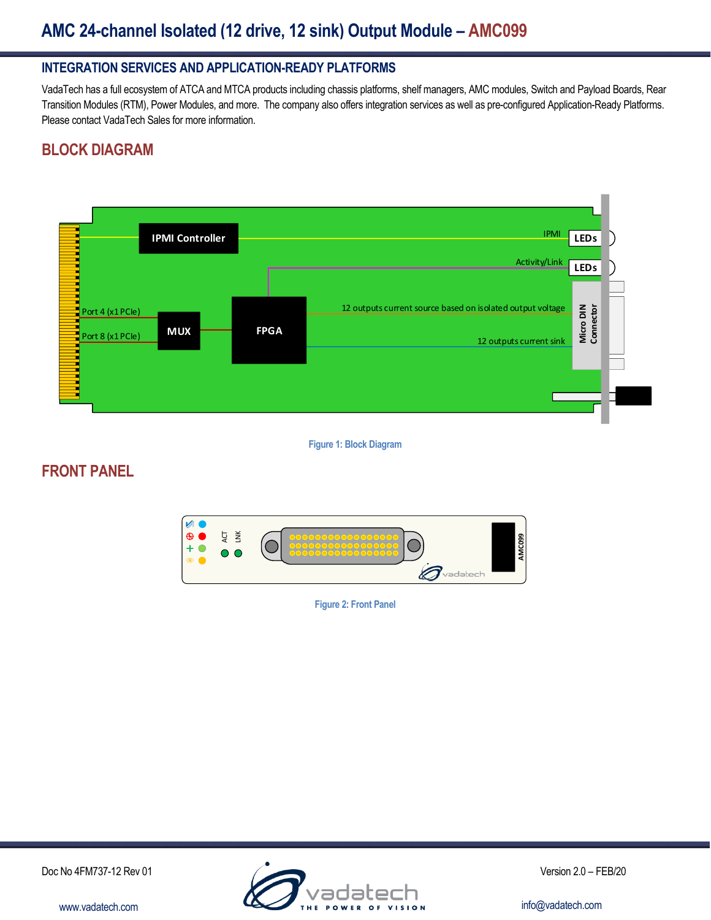## INTEGRATION SERVICES AND APPLICATION-READY PLATFORMS

VadaTech has a full ecosystem of ATCA and MTCA products including chassis platforms, shelf managers, AMC modules, Switch and Payload Boards, Rear Transition Modules (RTM), Power Modules, and more. The company also offers integration services as well as pre-configured Application-Ready Platforms. Please contact VadaTech Sales for more information.

## BLOCK DIAGRAM

Figure 1: Block Diagram

## FRONT PANEL

Figure 2: Front Panel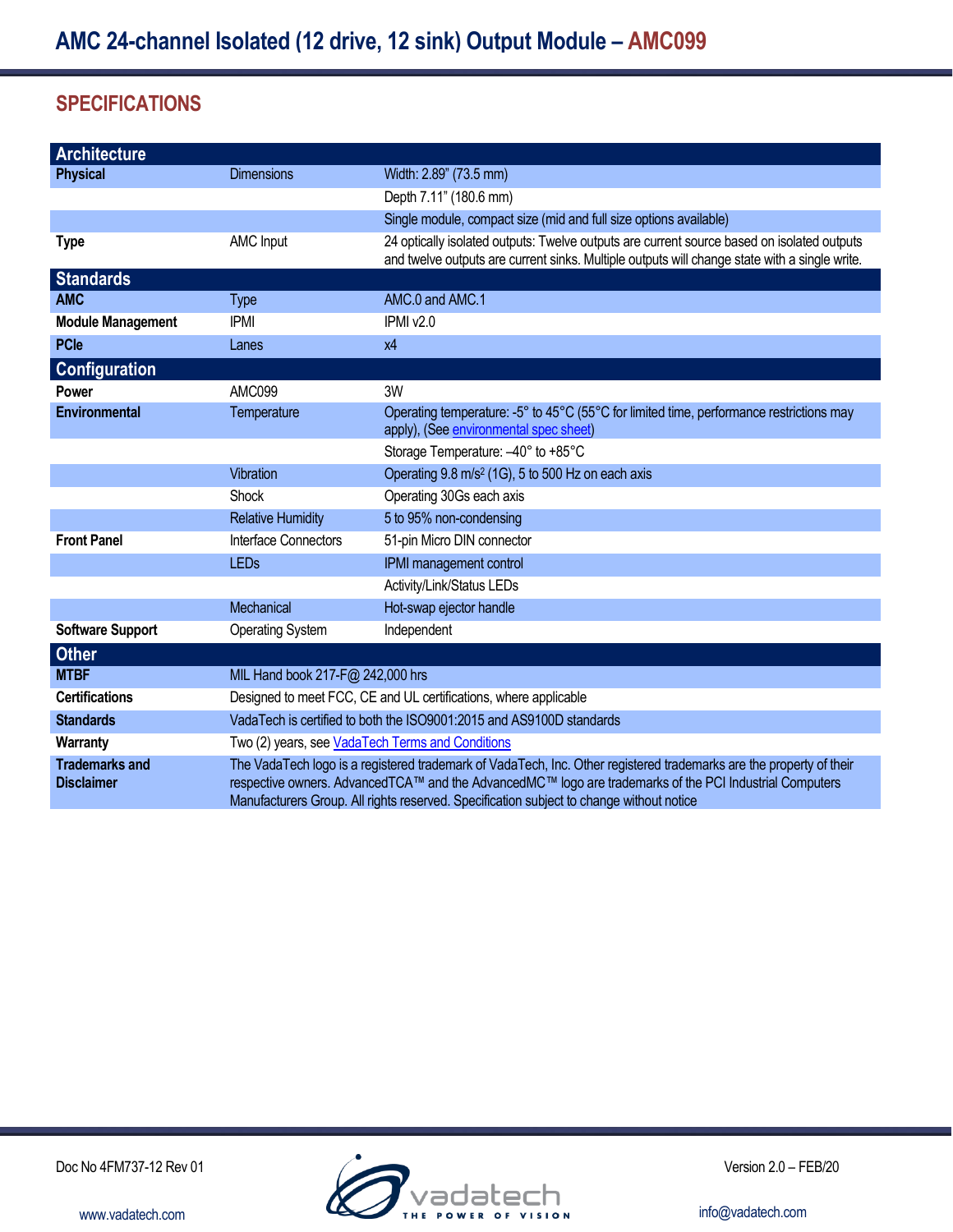# AMC 24-channel Isolated (12 drive, 12 sink) Output Module – AMC099

## SPECIFICATIONS

| Architecture | | |
|---|---|---|
| **Physical** | Dimensions | Width: 2.89" (73.5 mm) |
| | | Depth 7.11" (180.6 mm) |
| | | Single module, compact size (mid and full size options available) |
| **Type** | AMC Input | 24 optically isolated outputs: Twelve outputs are current source based on isolated outputs and twelve outputs are current sinks. Multiple outputs will change state with a single write. |
| **Standards** | | |
| **AMC** | Type | AMC.0 and AMC.1 |
| **Module Management** | IPMI | IPMI v2.0 |
| **PCIe** | Lanes | x4 |
| **Configuration** | | |
| **Power** | AMC099 | 3W |
| **Environmental** | Temperature | Operating temperature: -5° to 45°C (55°C for limited time, performance restrictions may apply), (See environmental spec sheet) |
| | | Storage Temperature: –40° to +85°C |
| | Vibration | Operating 9.8 m/s$^2$ (1G), 5 to 500 Hz on each axis |
| | Shock | Operating 30Gs each axis |
| | Relative Humidity | 5 to 95% non-condensing |
| **Front Panel** | Interface Connectors | 51-pin Micro DIN connector |
| | LEDs | IPMI management control |
| | | Activity/Link/Status LEDs |
| | Mechanical | Hot-swap ejector handle |
| **Software Support** | Operating System | Independent |
| **Other** | | |
| **MTBF** | MIL Hand book 217-F@ 242,000 hrs | |
| **Certifications** | Designed to meet FCC, CE and UL certifications, where applicable | |
| **Standards** | VadaTech is certified to both the ISO9001:2015 and AS9100D standards | |
| **Warranty** | Two (2) years, see VadaTech Terms and Conditions | |
| **Trademarks and Disclaimer** | The VadaTech logo is a registered trademark of VadaTech, Inc. Other registered trademarks are the property of their respective owners. AdvancedTCA™ and the AdvancedMC™ logo are trademarks of the PCI Industrial Computers Manufacturers Group. All rights reserved. Specification subject to change without notice | |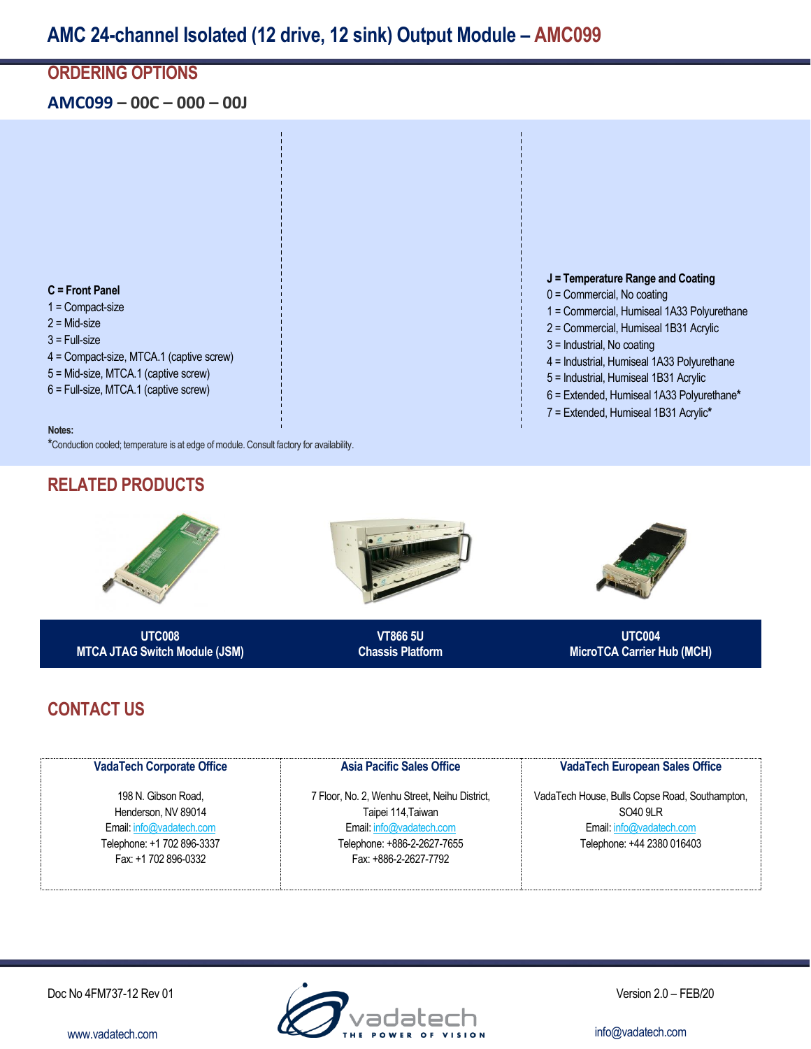# AMC 24-channel Isolated (12 drive, 12 sink) Output Module – AMC099

## ORDERING OPTIONS

### AMC099 – 00C – 000 – 00J

**C = Front Panel**
1 = Compact-size
2 = Mid-size
3 = Full-size
4 = Compact-size, MTCA.1 (captive screw)
5 = Mid-size, MTCA.1 (captive screw)
6 = Full-size, MTCA.1 (captive screw)

**J = Temperature Range and Coating**
0 = Commercial, No coating
1 = Commercial, Humiseal 1A33 Polyurethane
2 = Commercial, Humiseal 1B31 Acrylic
3 = Industrial, No coating
4 = Industrial, Humiseal 1A33 Polyurethane
5 = Industrial, Humiseal 1B31 Acrylic
6 = Extended, Humiseal 1A33 Polyurethane*
7 = Extended, Humiseal 1B31 Acrylic*

**Notes:**
*Conduction cooled; temperature is at edge of module. Consult factory for availability.

## RELATED PRODUCTS

| UTC008 MTCA JTAG Switch Module (JSM) | VT866 5U Chassis Platform | UTC004 MicroTCA Carrier Hub (MCH) |
|---|---|---|

## CONTACT US

| VadaTech Corporate Office | Asia Pacific Sales Office | VadaTech European Sales Office |
|---|---|---|
| 198 N. Gibson Road, Henderson, NV 89014 Email: info@vadatech.com Telephone: +1 702 896-3337 Fax: +1 702 896-0332 | 7 Floor, No. 2, Wenhu Street, Neihu District, Taipei 114,Taiwan Email: info@vadatech.com Telephone: +886-2-2627-7655 Fax: +886-2-2627-7792 | VadaTech House, Bulls Copse Road, Southampton, SO40 9LR Email: info@vadatech.com Telephone: +44 2380 016403 |

Doc No 4FM737-12 Rev 01

Version 2.0 – FEB/20

www.vadatech.com

info@vadatech.com